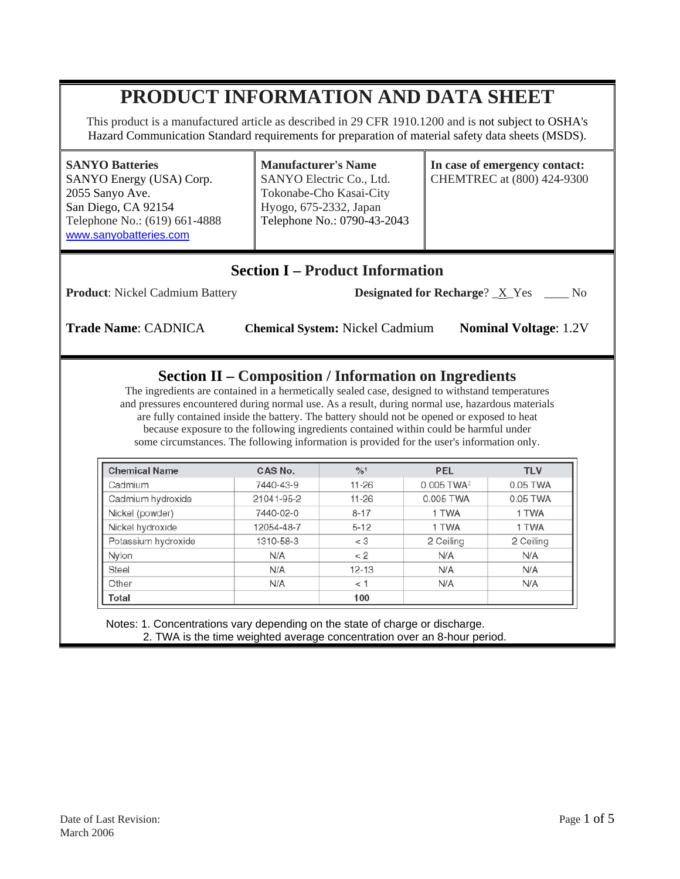# PRODUCT INFORMATION AND DATA SHEET

This product is a manufactured article as described in 29 CFR 1910.1200 and is not subject to OSHA's Hazard Communication Standard requirements for preparation of material safety data sheets (MSDS).

**SANYO Batteries**
SANYO Energy (USA) Corp.
2055 Sanyo Ave.
San Diego, CA 92154
Telephone No.: (619) 661-4888
www.sanyobatteries.com

**Manufacturer's Name**
SANYO Electric Co., Ltd.
Tokonabe-Cho Kasai-City
Hyogo, 675-2332, Japan
Telephone No.: 0790-43-2043

**In case of emergency contact:**
CHEMTREC at (800) 424-9300

## Section I – Product Information

**Product**: Nickel Cadmium Battery

**Designated for Recharge**? _X_ Yes ____ No

**Trade Name**: CADNICA

**Chemical System:** Nickel Cadmium

**Nominal Voltage**: 1.2V

## Section II – Composition / Information on Ingredients

The ingredients are contained in a hermetically sealed case, designed to withstand temperatures and pressures encountered during normal use. As a result, during normal use, hazardous materials are fully contained inside the battery. The battery should not be opened or exposed to heat because exposure to the following ingredients contained within could be harmful under some circumstances. The following information is provided for the user's information only.

| Chemical Name | CAS No. | %[1] | PEL | TLV |
|---|---|---|---|---|
| Cadmium | 7440-43-9 | 11-26 | 0.005 TWA[2] | 0.05 TWA |
| Cadmium hydroxide | 21041-95-2 | 11-26 | 0.005 TWA | 0.05 TWA |
| Nickel (powder) | 7440-02-0 | 8-17 | 1 TWA | 1 TWA |
| Nickel hydroxide | 12054-48-7 | 5-12 | 1 TWA | 1 TWA |
| Potassium hydroxide | 1310-58-3 | < 3 | 2 Ceiling | 2 Ceiling |
| Nylon | N/A | < 2 | N/A | N/A |
| Steel | N/A | 12-13 | N/A | N/A |
| Other | N/A | < 1 | N/A | N/A |
| **Total** | | **100** | | |

Notes: 1. Concentrations vary depending on the state of charge or discharge.
2. TWA is the time weighted average concentration over an 8-hour period.

Date of Last Revision:
March 2006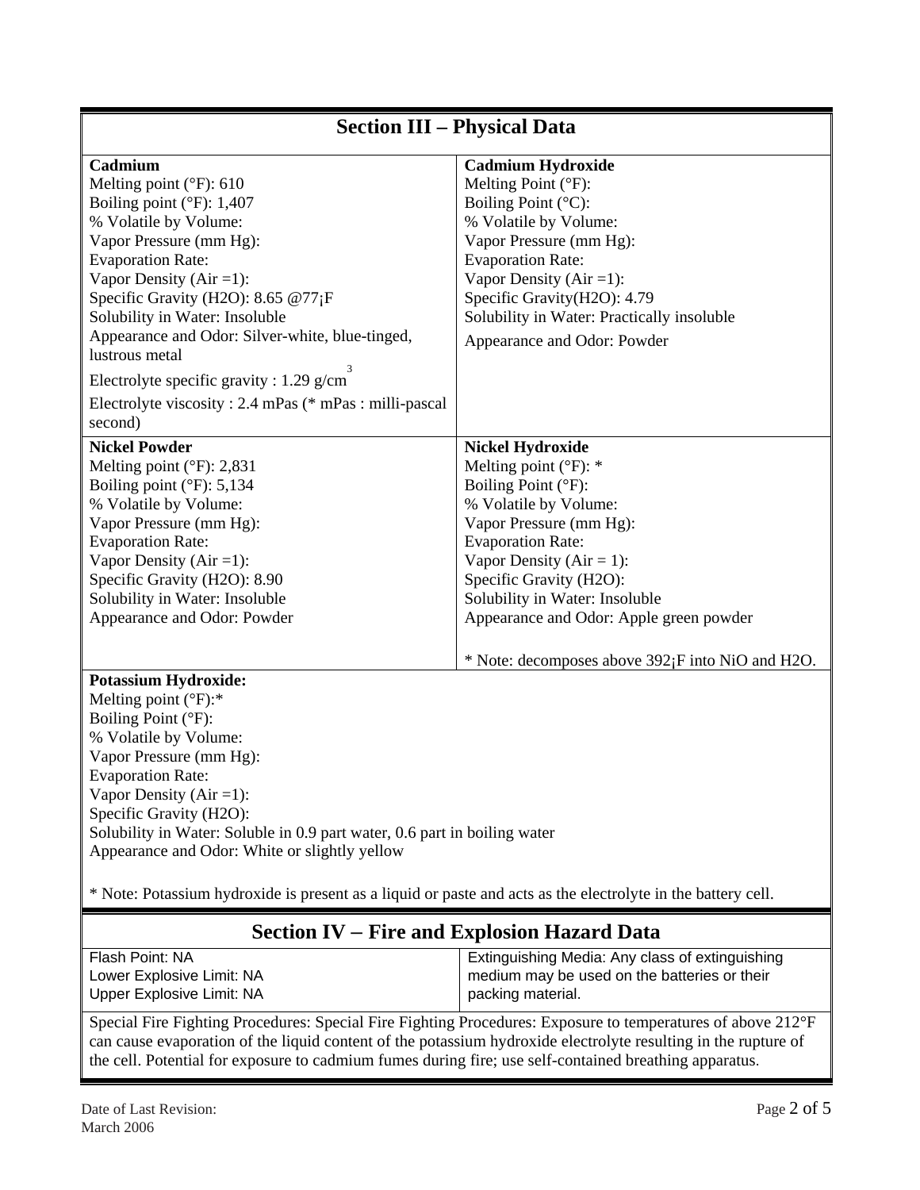## Section III – Physical Data

| **Cadmium** | **Cadmium Hydroxide** |
|---|---|
| Melting point (°F): 610<br>Boiling point (°F): 1,407<br>% Volatile by Volume:<br>Vapor Pressure (mm Hg):<br>Evaporation Rate:<br>Vapor Density (Air =1):<br>Specific Gravity (H2O): 8.65 @77¡F<br>Solubility in Water: Insoluble<br>Appearance and Odor: Silver-white, blue-tinged, lustrous metal<br>Electrolyte specific gravity : 1.29 g/cm$^3$<br>Electrolyte viscosity : 2.4 mPas (* mPas : milli-pascal second) | Melting Point (°F):<br>Boiling Point (°C):<br>% Volatile by Volume:<br>Vapor Pressure (mm Hg):<br>Evaporation Rate:<br>Vapor Density (Air =1):<br>Specific Gravity(H2O): 4.79<br>Solubility in Water: Practically insoluble<br>Appearance and Odor: Powder |
| **Nickel Powder**<br>Melting point (°F): 2,831<br>Boiling point (°F): 5,134<br>% Volatile by Volume:<br>Vapor Pressure (mm Hg):<br>Evaporation Rate:<br>Vapor Density (Air =1):<br>Specific Gravity (H2O): 8.90<br>Solubility in Water: Insoluble<br>Appearance and Odor: Powder | **Nickel Hydroxide**<br>Melting point (°F): *<br>Boiling Point (°F):<br>% Volatile by Volume:<br>Vapor Pressure (mm Hg):<br>Evaporation Rate:<br>Vapor Density (Air = 1):<br>Specific Gravity (H2O):<br>Solubility in Water: Insoluble<br>Appearance and Odor: Apple green powder<br><br>* Note: decomposes above 392¡F into NiO and H2O. |

**Potassium Hydroxide:**
Melting point (°F):*
Boiling Point (°F):
% Volatile by Volume:
Vapor Pressure (mm Hg):
Evaporation Rate:
Vapor Density (Air =1):
Specific Gravity (H2O):
Solubility in Water: Soluble in 0.9 part water, 0.6 part in boiling water
Appearance and Odor: White or slightly yellow

* Note: Potassium hydroxide is present as a liquid or paste and acts as the electrolyte in the battery cell.

## Section IV – Fire and Explosion Hazard Data

| Flash Point: NA<br>Lower Explosive Limit: NA<br>Upper Explosive Limit: NA | Extinguishing Media: Any class of extinguishing medium may be used on the batteries or their packing material. |
|---|---|

Special Fire Fighting Procedures: Special Fire Fighting Procedures: Exposure to temperatures of above 212°F can cause evaporation of the liquid content of the potassium hydroxide electrolyte resulting in the rupture of the cell. Potential for exposure to cadmium fumes during fire; use self-contained breathing apparatus.

Date of Last Revision:
March 2006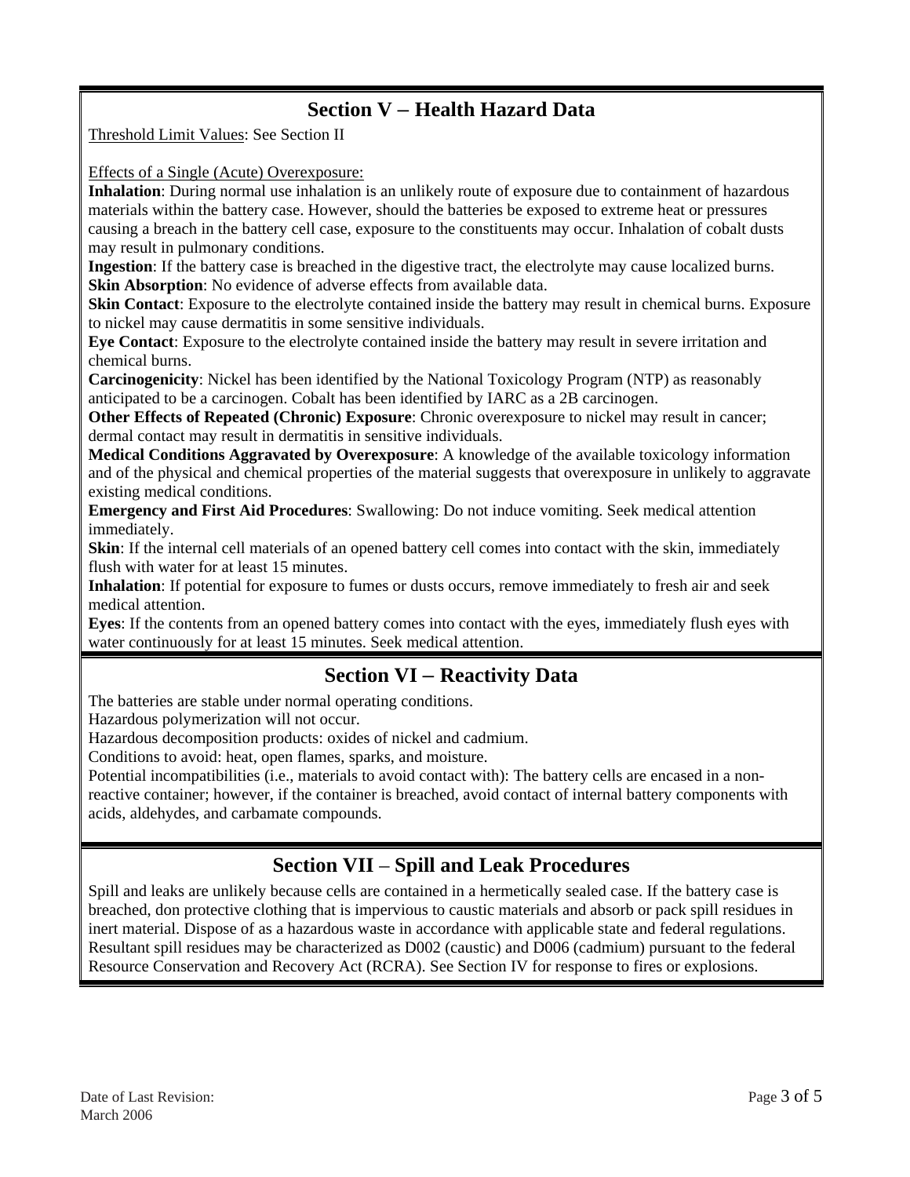## Section V – Health Hazard Data

Threshold Limit Values: See Section II

Effects of a Single (Acute) Overexposure:

**Inhalation**: During normal use inhalation is an unlikely route of exposure due to containment of hazardous materials within the battery case. However, should the batteries be exposed to extreme heat or pressures causing a breach in the battery cell case, exposure to the constituents may occur. Inhalation of cobalt dusts may result in pulmonary conditions.

**Ingestion**: If the battery case is breached in the digestive tract, the electrolyte may cause localized burns.

**Skin Absorption**: No evidence of adverse effects from available data.

**Skin Contact**: Exposure to the electrolyte contained inside the battery may result in chemical burns. Exposure to nickel may cause dermatitis in some sensitive individuals.

**Eye Contact**: Exposure to the electrolyte contained inside the battery may result in severe irritation and chemical burns.

**Carcinogenicity**: Nickel has been identified by the National Toxicology Program (NTP) as reasonably anticipated to be a carcinogen. Cobalt has been identified by IARC as a 2B carcinogen.

**Other Effects of Repeated (Chronic) Exposure**: Chronic overexposure to nickel may result in cancer; dermal contact may result in dermatitis in sensitive individuals.

**Medical Conditions Aggravated by Overexposure**: A knowledge of the available toxicology information and of the physical and chemical properties of the material suggests that overexposure in unlikely to aggravate existing medical conditions.

**Emergency and First Aid Procedures**: Swallowing: Do not induce vomiting. Seek medical attention immediately.

**Skin**: If the internal cell materials of an opened battery cell comes into contact with the skin, immediately flush with water for at least 15 minutes.

**Inhalation**: If potential for exposure to fumes or dusts occurs, remove immediately to fresh air and seek medical attention.

**Eyes**: If the contents from an opened battery comes into contact with the eyes, immediately flush eyes with water continuously for at least 15 minutes. Seek medical attention.

## Section VI – Reactivity Data

The batteries are stable under normal operating conditions.

Hazardous polymerization will not occur.

Hazardous decomposition products: oxides of nickel and cadmium.

Conditions to avoid: heat, open flames, sparks, and moisture.

Potential incompatibilities (i.e., materials to avoid contact with): The battery cells are encased in a non-reactive container; however, if the container is breached, avoid contact of internal battery components with acids, aldehydes, and carbamate compounds.

## Section VII – Spill and Leak Procedures

Spill and leaks are unlikely because cells are contained in a hermetically sealed case. If the battery case is breached, don protective clothing that is impervious to caustic materials and absorb or pack spill residues in inert material. Dispose of as a hazardous waste in accordance with applicable state and federal regulations. Resultant spill residues may be characterized as D002 (caustic) and D006 (cadmium) pursuant to the federal Resource Conservation and Recovery Act (RCRA). See Section IV for response to fires or explosions.

Date of Last Revision:
March 2006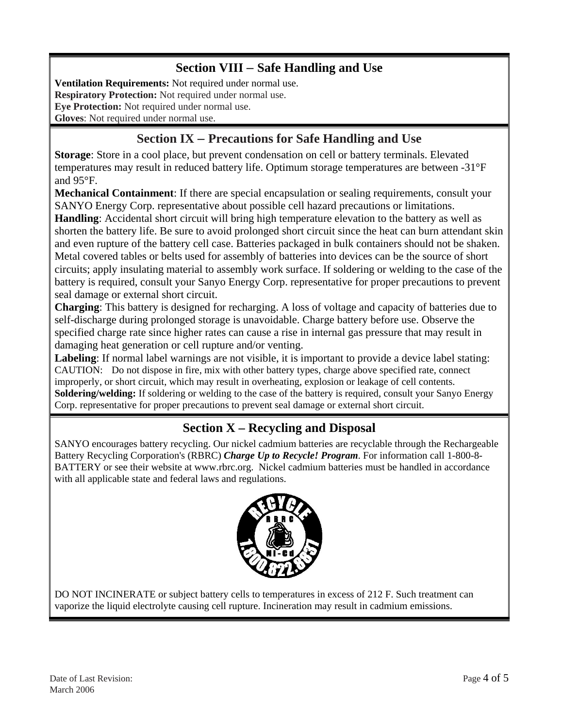## Section VIII – Safe Handling and Use

**Ventilation Requirements:** Not required under normal use.
**Respiratory Protection:** Not required under normal use.
**Eye Protection:** Not required under normal use.
**Gloves**: Not required under normal use.

## Section IX – Precautions for Safe Handling and Use

**Storage**: Store in a cool place, but prevent condensation on cell or battery terminals. Elevated temperatures may result in reduced battery life. Optimum storage temperatures are between -31°F and 95°F.
**Mechanical Containment**: If there are special encapsulation or sealing requirements, consult your SANYO Energy Corp. representative about possible cell hazard precautions or limitations.
**Handling**: Accidental short circuit will bring high temperature elevation to the battery as well as shorten the battery life. Be sure to avoid prolonged short circuit since the heat can burn attendant skin and even rupture of the battery cell case. Batteries packaged in bulk containers should not be shaken. Metal covered tables or belts used for assembly of batteries into devices can be the source of short circuits; apply insulating material to assembly work surface. If soldering or welding to the case of the battery is required, consult your Sanyo Energy Corp. representative for proper precautions to prevent seal damage or external short circuit.
**Charging**: This battery is designed for recharging. A loss of voltage and capacity of batteries due to self-discharge during prolonged storage is unavoidable. Charge battery before use. Observe the specified charge rate since higher rates can cause a rise in internal gas pressure that may result in damaging heat generation or cell rupture and/or venting.
**Labeling**: If normal label warnings are not visible, it is important to provide a device label stating: CAUTION: Do not dispose in fire, mix with other battery types, charge above specified rate, connect improperly, or short circuit, which may result in overheating, explosion or leakage of cell contents.
**Soldering/welding:** If soldering or welding to the case of the battery is required, consult your Sanyo Energy Corp. representative for proper precautions to prevent seal damage or external short circuit.

## Section X – Recycling and Disposal

SANYO encourages battery recycling. Our nickel cadmium batteries are recyclable through the Rechargeable Battery Recycling Corporation's (RBRC) ***Charge Up to Recycle! Program***. For information call 1-800-8-BATTERY or see their website at www.rbrc.org. Nickel cadmium batteries must be handled in accordance with all applicable state and federal laws and regulations.

RECYCLE RBRC Ni-Cd 1.800.822.8837

DO NOT INCINERATE or subject battery cells to temperatures in excess of 212 F. Such treatment can vaporize the liquid electrolyte causing cell rupture. Incineration may result in cadmium emissions.

Date of Last Revision:
March 2006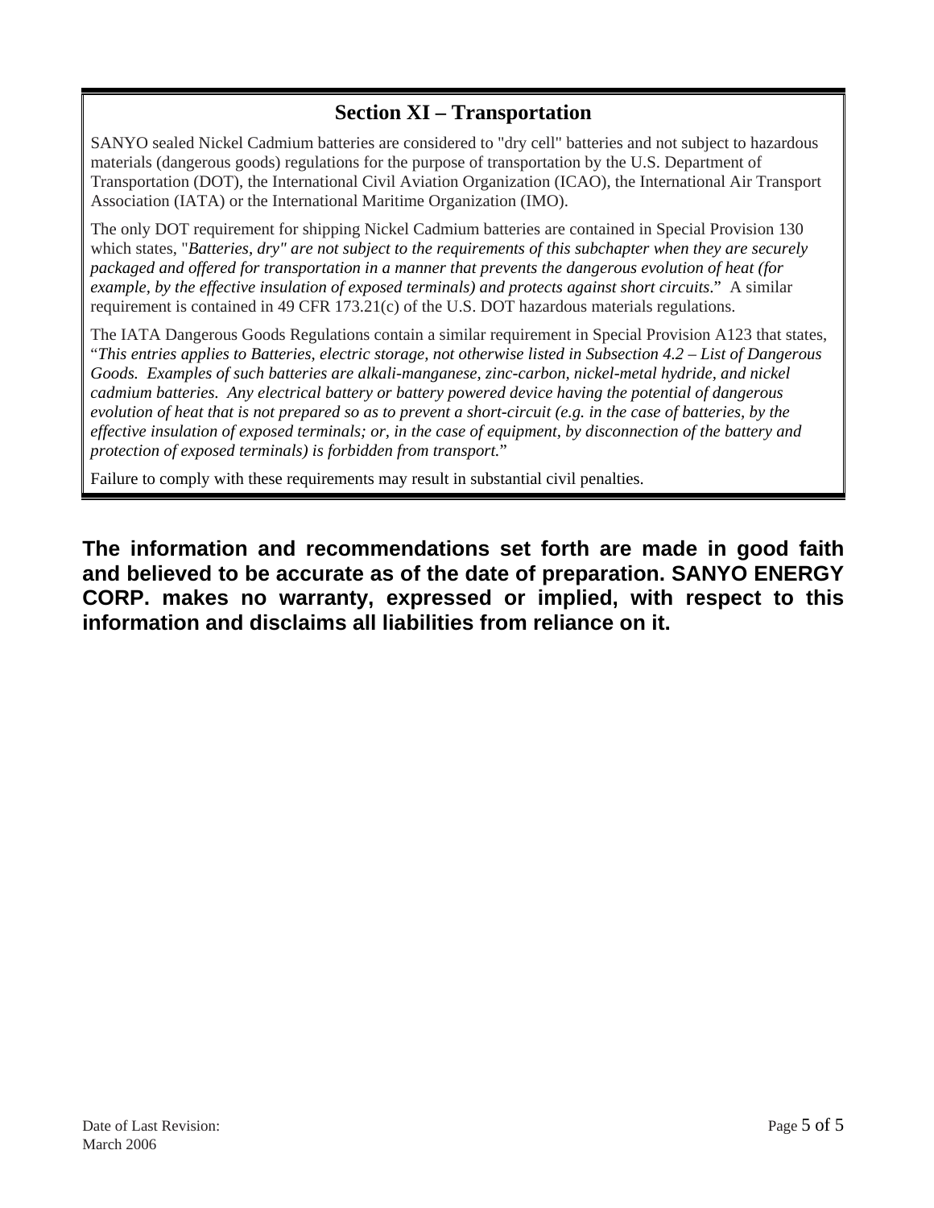## Section XI – Transportation

SANYO sealed Nickel Cadmium batteries are considered to "dry cell" batteries and not subject to hazardous materials (dangerous goods) regulations for the purpose of transportation by the U.S. Department of Transportation (DOT), the International Civil Aviation Organization (ICAO), the International Air Transport Association (IATA) or the International Maritime Organization (IMO).

The only DOT requirement for shipping Nickel Cadmium batteries are contained in Special Provision 130 which states, "*Batteries, dry" are not subject to the requirements of this subchapter when they are securely packaged and offered for transportation in a manner that prevents the dangerous evolution of heat (for example, by the effective insulation of exposed terminals) and protects against short circuits*." A similar requirement is contained in 49 CFR 173.21(c) of the U.S. DOT hazardous materials regulations.

The IATA Dangerous Goods Regulations contain a similar requirement in Special Provision A123 that states, "*This entries applies to Batteries, electric storage, not otherwise listed in Subsection 4.2 – List of Dangerous Goods. Examples of such batteries are alkali-manganese, zinc-carbon, nickel-metal hydride, and nickel cadmium batteries. Any electrical battery or battery powered device having the potential of dangerous evolution of heat that is not prepared so as to prevent a short-circuit (e.g. in the case of batteries, by the effective insulation of exposed terminals; or, in the case of equipment, by disconnection of the battery and protection of exposed terminals) is forbidden from transport.*"

Failure to comply with these requirements may result in substantial civil penalties.

**The information and recommendations set forth are made in good faith and believed to be accurate as of the date of preparation. SANYO ENERGY CORP. makes no warranty, expressed or implied, with respect to this information and disclaims all liabilities from reliance on it.**

Date of Last Revision:
March 2006